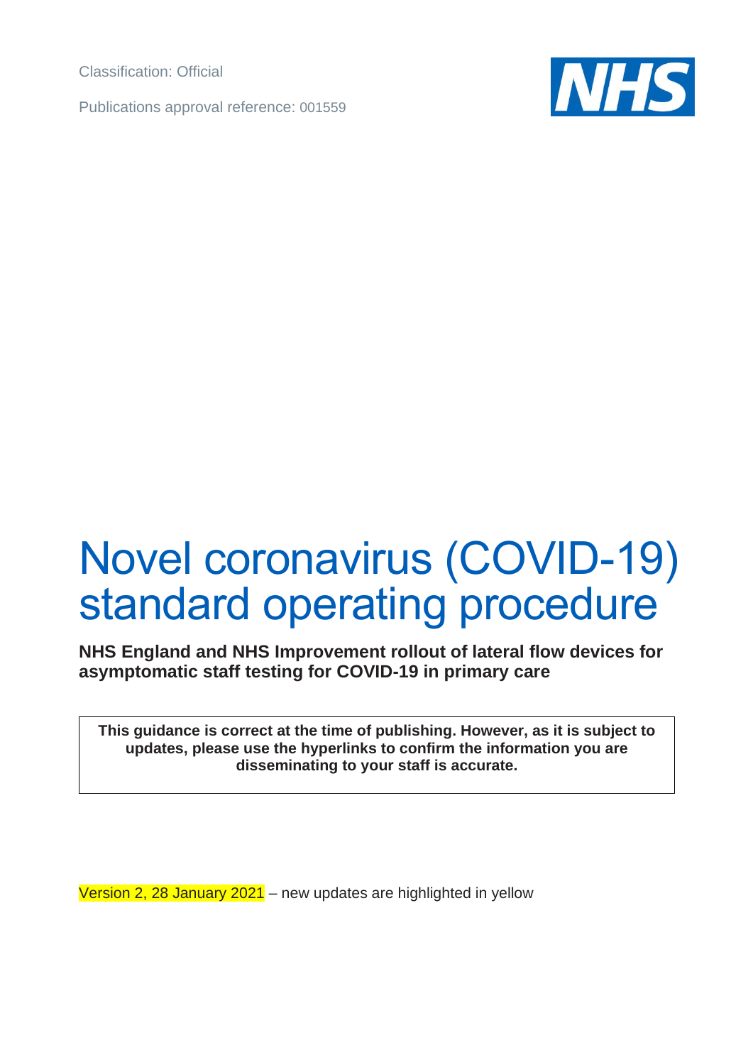Classification: Official

Publications approval reference: 001559

NHS

# Novel coronavirus (COVID-19) standard operating procedure

**NHS England and NHS Improvement rollout of lateral flow devices for asymptomatic staff testing for COVID-19 in primary care**

**This guidance is correct at the time of publishing. However, as it is subject to updates, please use the hyperlinks to confirm the information you are disseminating to your staff is accurate.**

Version 2, 28 January 2021 – new updates are highlighted in yellow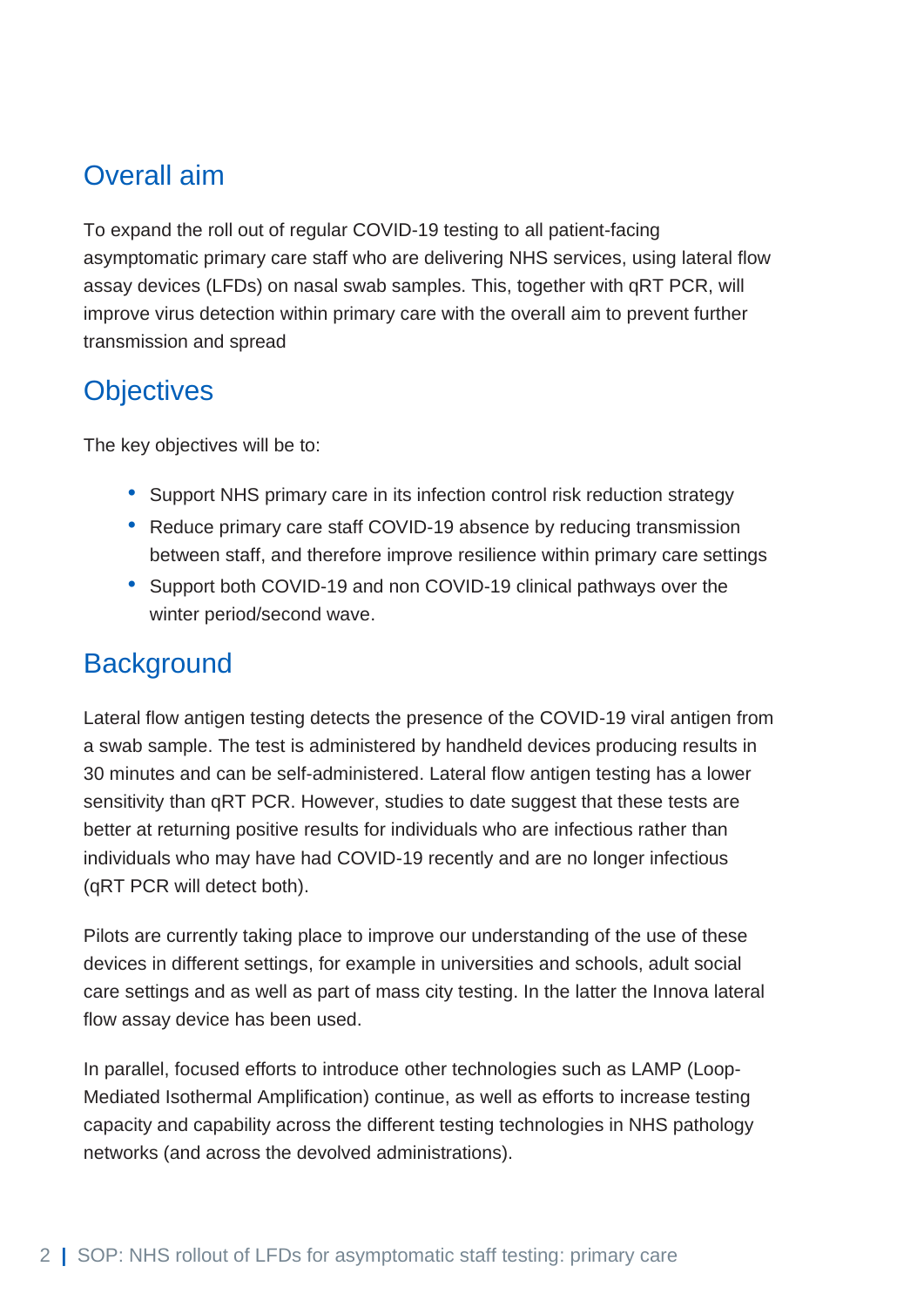## Overall aim

To expand the roll out of regular COVID-19 testing to all patient-facing asymptomatic primary care staff who are delivering NHS services, using lateral flow assay devices (LFDs) on nasal swab samples. This, together with qRT PCR, will improve virus detection within primary care with the overall aim to prevent further transmission and spread

## Objectives

The key objectives will be to:

- Support NHS primary care in its infection control risk reduction strategy
- Reduce primary care staff COVID-19 absence by reducing transmission between staff, and therefore improve resilience within primary care settings
- Support both COVID-19 and non COVID-19 clinical pathways over the winter period/second wave.

## Background

Lateral flow antigen testing detects the presence of the COVID-19 viral antigen from a swab sample. The test is administered by handheld devices producing results in 30 minutes and can be self-administered. Lateral flow antigen testing has a lower sensitivity than qRT PCR. However, studies to date suggest that these tests are better at returning positive results for individuals who are infectious rather than individuals who may have had COVID-19 recently and are no longer infectious (qRT PCR will detect both).

Pilots are currently taking place to improve our understanding of the use of these devices in different settings, for example in universities and schools, adult social care settings and as well as part of mass city testing. In the latter the Innova lateral flow assay device has been used.

In parallel, focused efforts to introduce other technologies such as LAMP (Loop-Mediated Isothermal Amplification) continue, as well as efforts to increase testing capacity and capability across the different testing technologies in NHS pathology networks (and across the devolved administrations).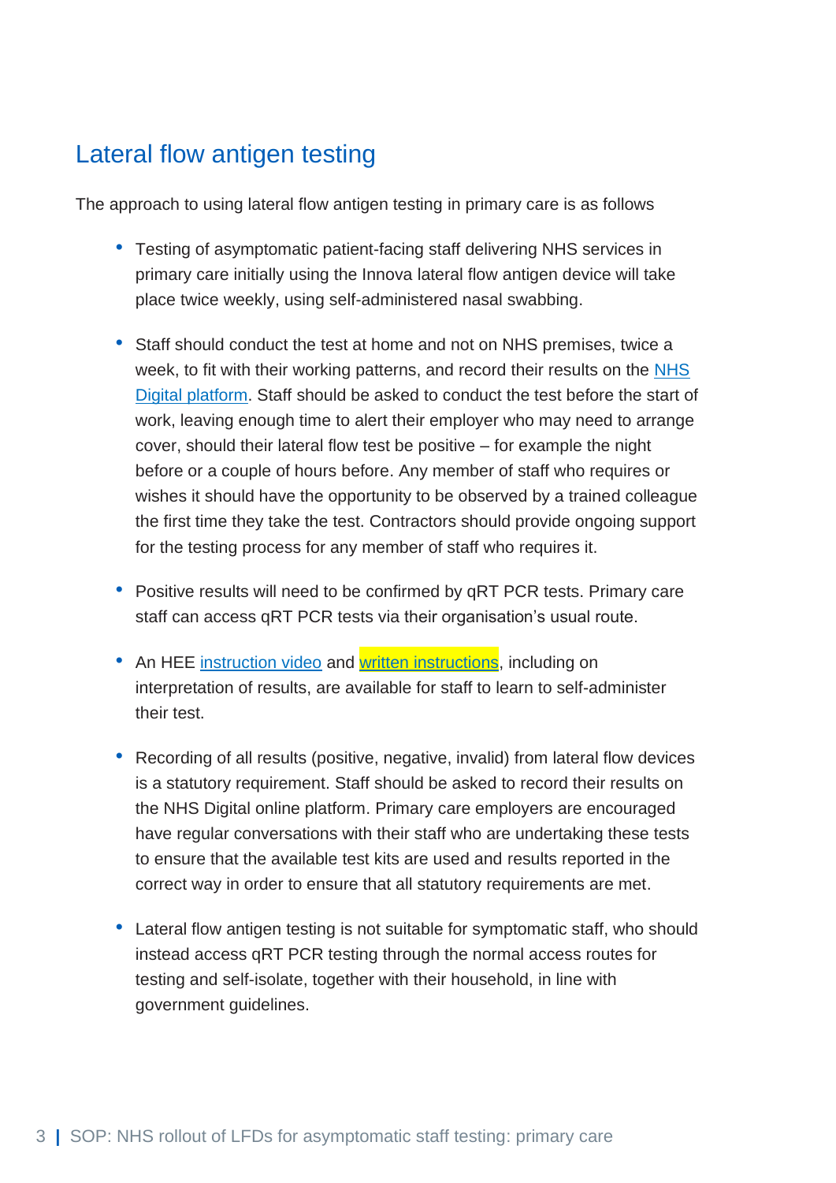## Lateral flow antigen testing

The approach to using lateral flow antigen testing in primary care is as follows

- Testing of asymptomatic patient-facing staff delivering NHS services in primary care initially using the Innova lateral flow antigen device will take place twice weekly, using self-administered nasal swabbing.

- Staff should conduct the test at home and not on NHS premises, twice a week, to fit with their working patterns, and record their results on the NHS Digital platform. Staff should be asked to conduct the test before the start of work, leaving enough time to alert their employer who may need to arrange cover, should their lateral flow test be positive – for example the night before or a couple of hours before. Any member of staff who requires or wishes it should have the opportunity to be observed by a trained colleague the first time they take the test. Contractors should provide ongoing support for the testing process for any member of staff who requires it.

- Positive results will need to be confirmed by qRT PCR tests. Primary care staff can access qRT PCR tests via their organisation's usual route.

- An HEE instruction video and written instructions, including on interpretation of results, are available for staff to learn to self-administer their test.

- Recording of all results (positive, negative, invalid) from lateral flow devices is a statutory requirement. Staff should be asked to record their results on the NHS Digital online platform. Primary care employers are encouraged have regular conversations with their staff who are undertaking these tests to ensure that the available test kits are used and results reported in the correct way in order to ensure that all statutory requirements are met.

- Lateral flow antigen testing is not suitable for symptomatic staff, who should instead access qRT PCR testing through the normal access routes for testing and self-isolate, together with their household, in line with government guidelines.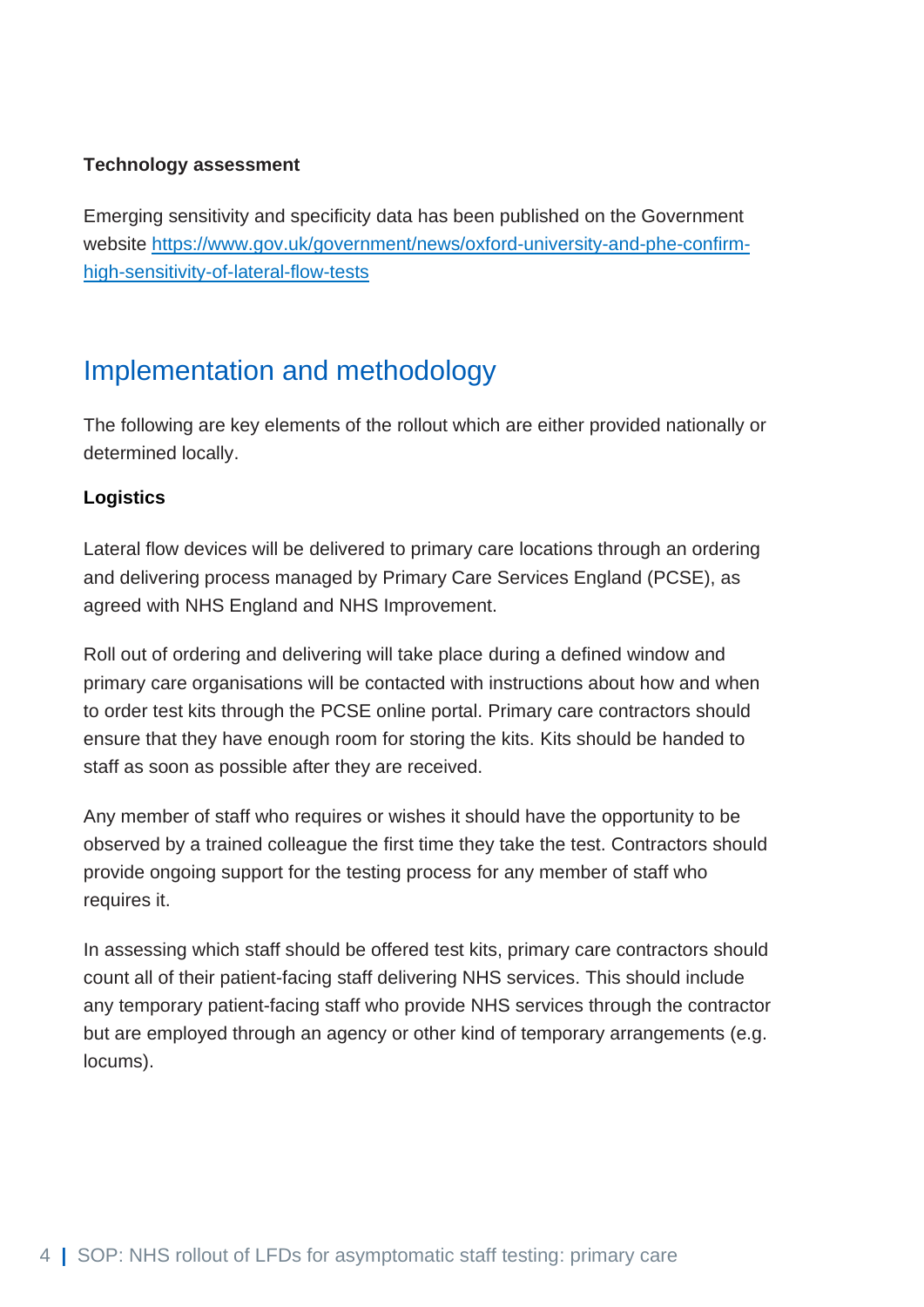**Technology assessment**

Emerging sensitivity and specificity data has been published on the Government website https://www.gov.uk/government/news/oxford-university-and-phe-confirm-high-sensitivity-of-lateral-flow-tests

## Implementation and methodology

The following are key elements of the rollout which are either provided nationally or determined locally.

**Logistics**

Lateral flow devices will be delivered to primary care locations through an ordering and delivering process managed by Primary Care Services England (PCSE), as agreed with NHS England and NHS Improvement.

Roll out of ordering and delivering will take place during a defined window and primary care organisations will be contacted with instructions about how and when to order test kits through the PCSE online portal. Primary care contractors should ensure that they have enough room for storing the kits. Kits should be handed to staff as soon as possible after they are received.

Any member of staff who requires or wishes it should have the opportunity to be observed by a trained colleague the first time they take the test. Contractors should provide ongoing support for the testing process for any member of staff who requires it.

In assessing which staff should be offered test kits, primary care contractors should count all of their patient-facing staff delivering NHS services. This should include any temporary patient-facing staff who provide NHS services through the contractor but are employed through an agency or other kind of temporary arrangements (e.g. locums).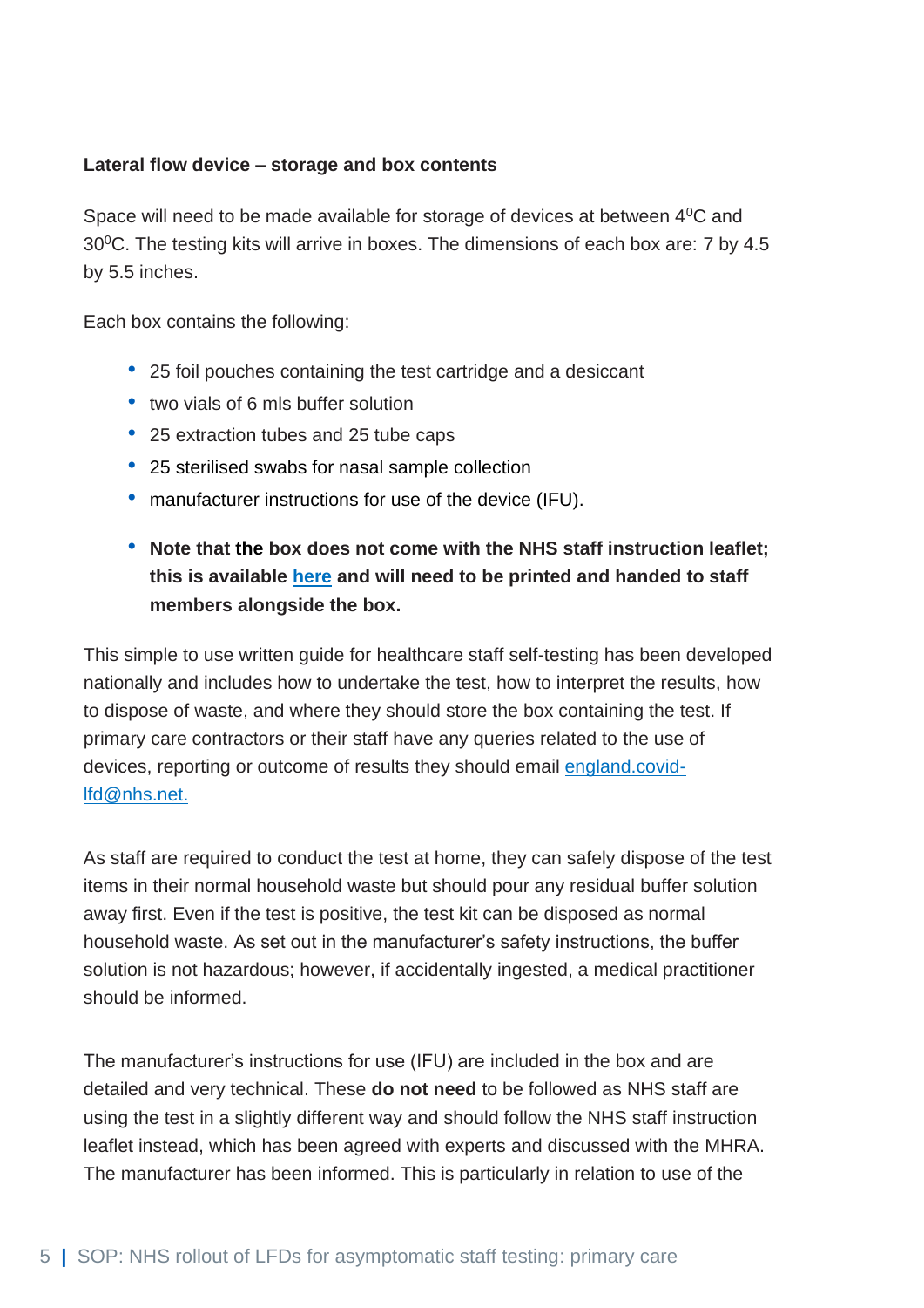**Lateral flow device – storage and box contents**

Space will need to be made available for storage of devices at between $4^0$C and $30^0$C. The testing kits will arrive in boxes. The dimensions of each box are: 7 by 4.5 by 5.5 inches.

Each box contains the following:

- 25 foil pouches containing the test cartridge and a desiccant
- two vials of 6 mls buffer solution
- 25 extraction tubes and 25 tube caps
- 25 sterilised swabs for nasal sample collection
- manufacturer instructions for use of the device (IFU).
- **Note that the box does not come with the NHS staff instruction leaflet; this is available here and will need to be printed and handed to staff members alongside the box.**

This simple to use written guide for healthcare staff self-testing has been developed nationally and includes how to undertake the test, how to interpret the results, how to dispose of waste, and where they should store the box containing the test. If primary care contractors or their staff have any queries related to the use of devices, reporting or outcome of results they should email england.covid-lfd@nhs.net.

As staff are required to conduct the test at home, they can safely dispose of the test items in their normal household waste but should pour any residual buffer solution away first. Even if the test is positive, the test kit can be disposed as normal household waste. As set out in the manufacturer's safety instructions, the buffer solution is not hazardous; however, if accidentally ingested, a medical practitioner should be informed.

The manufacturer's instructions for use (IFU) are included in the box and are detailed and very technical. These **do not need** to be followed as NHS staff are using the test in a slightly different way and should follow the NHS staff instruction leaflet instead, which has been agreed with experts and discussed with the MHRA. The manufacturer has been informed. This is particularly in relation to use of the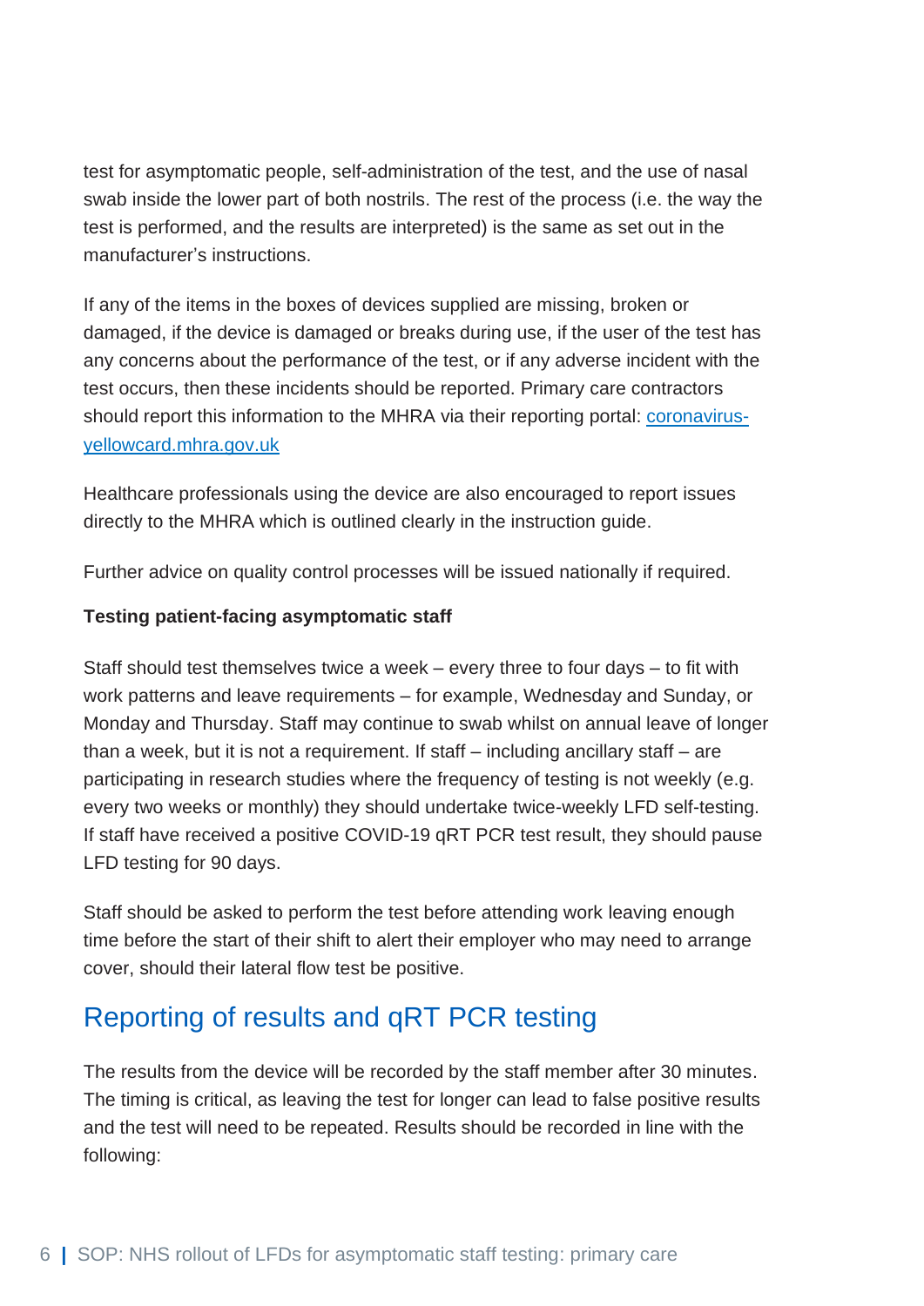test for asymptomatic people, self-administration of the test, and the use of nasal swab inside the lower part of both nostrils. The rest of the process (i.e. the way the test is performed, and the results are interpreted) is the same as set out in the manufacturer's instructions.

If any of the items in the boxes of devices supplied are missing, broken or damaged, if the device is damaged or breaks during use, if the user of the test has any concerns about the performance of the test, or if any adverse incident with the test occurs, then these incidents should be reported. Primary care contractors should report this information to the MHRA via their reporting portal: [coronavirus-yellowcard.mhra.gov.uk](https://coronavirus-yellowcard.mhra.gov.uk)

Healthcare professionals using the device are also encouraged to report issues directly to the MHRA which is outlined clearly in the instruction guide.

Further advice on quality control processes will be issued nationally if required.

**Testing patient-facing asymptomatic staff**

Staff should test themselves twice a week – every three to four days – to fit with work patterns and leave requirements – for example, Wednesday and Sunday, or Monday and Thursday. Staff may continue to swab whilst on annual leave of longer than a week, but it is not a requirement. If staff – including ancillary staff – are participating in research studies where the frequency of testing is not weekly (e.g. every two weeks or monthly) they should undertake twice-weekly LFD self-testing. If staff have received a positive COVID-19 qRT PCR test result, they should pause LFD testing for 90 days.

Staff should be asked to perform the test before attending work leaving enough time before the start of their shift to alert their employer who may need to arrange cover, should their lateral flow test be positive.

## Reporting of results and qRT PCR testing

The results from the device will be recorded by the staff member after 30 minutes. The timing is critical, as leaving the test for longer can lead to false positive results and the test will need to be repeated. Results should be recorded in line with the following: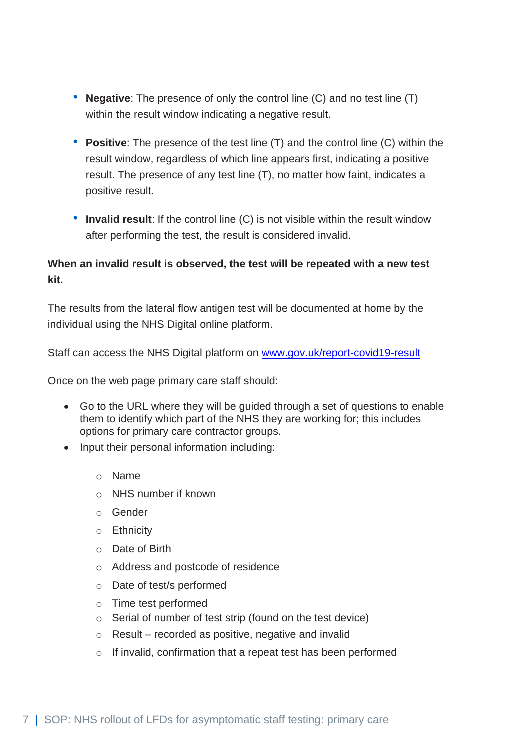- **Negative**: The presence of only the control line (C) and no test line (T) within the result window indicating a negative result.
- **Positive**: The presence of the test line (T) and the control line (C) within the result window, regardless of which line appears first, indicating a positive result. The presence of any test line (T), no matter how faint, indicates a positive result.
- **Invalid result**: If the control line (C) is not visible within the result window after performing the test, the result is considered invalid.

**When an invalid result is observed, the test will be repeated with a new test kit.**

The results from the lateral flow antigen test will be documented at home by the individual using the NHS Digital online platform.

Staff can access the NHS Digital platform on [www.gov.uk/report-covid19-result](www.gov.uk/report-covid19-result)

Once on the web page primary care staff should:

- Go to the URL where they will be guided through a set of questions to enable them to identify which part of the NHS they are working for; this includes options for primary care contractor groups.
- Input their personal information including:
  - Name
  - NHS number if known
  - Gender
  - Ethnicity
  - Date of Birth
  - Address and postcode of residence
  - Date of test/s performed
  - Time test performed
  - Serial of number of test strip (found on the test device)
  - Result – recorded as positive, negative and invalid
  - If invalid, confirmation that a repeat test has been performed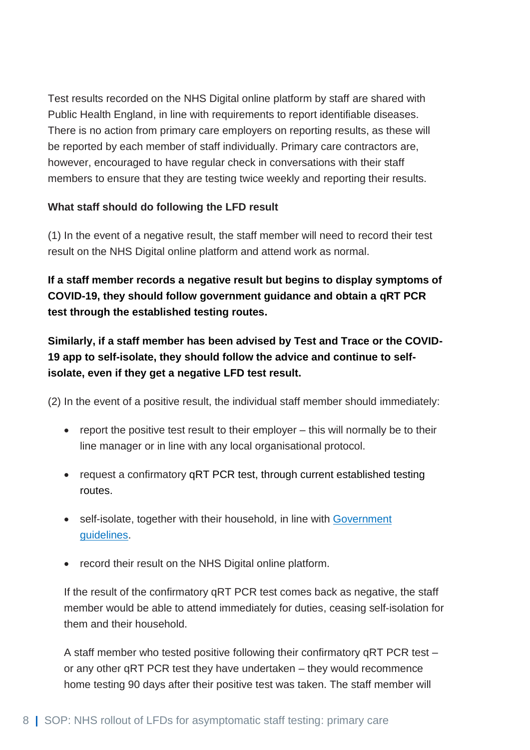Test results recorded on the NHS Digital online platform by staff are shared with Public Health England, in line with requirements to report identifiable diseases. There is no action from primary care employers on reporting results, as these will be reported by each member of staff individually. Primary care contractors are, however, encouraged to have regular check in conversations with their staff members to ensure that they are testing twice weekly and reporting their results.

**What staff should do following the LFD result**

(1) In the event of a negative result, the staff member will need to record their test result on the NHS Digital online platform and attend work as normal.

**If a staff member records a negative result but begins to display symptoms of COVID-19, they should follow government guidance and obtain a qRT PCR test through the established testing routes.**

**Similarly, if a staff member has been advised by Test and Trace or the COVID-19 app to self-isolate, they should follow the advice and continue to self-isolate, even if they get a negative LFD test result.**

(2) In the event of a positive result, the individual staff member should immediately:

- report the positive test result to their employer – this will normally be to their line manager or in line with any local organisational protocol.
- request a confirmatory qRT PCR test, through current established testing routes.
- self-isolate, together with their household, in line with [Government guidelines](#).
- record their result on the NHS Digital online platform.

If the result of the confirmatory qRT PCR test comes back as negative, the staff member would be able to attend immediately for duties, ceasing self-isolation for them and their household.

A staff member who tested positive following their confirmatory qRT PCR test – or any other qRT PCR test they have undertaken – they would recommence home testing 90 days after their positive test was taken. The staff member will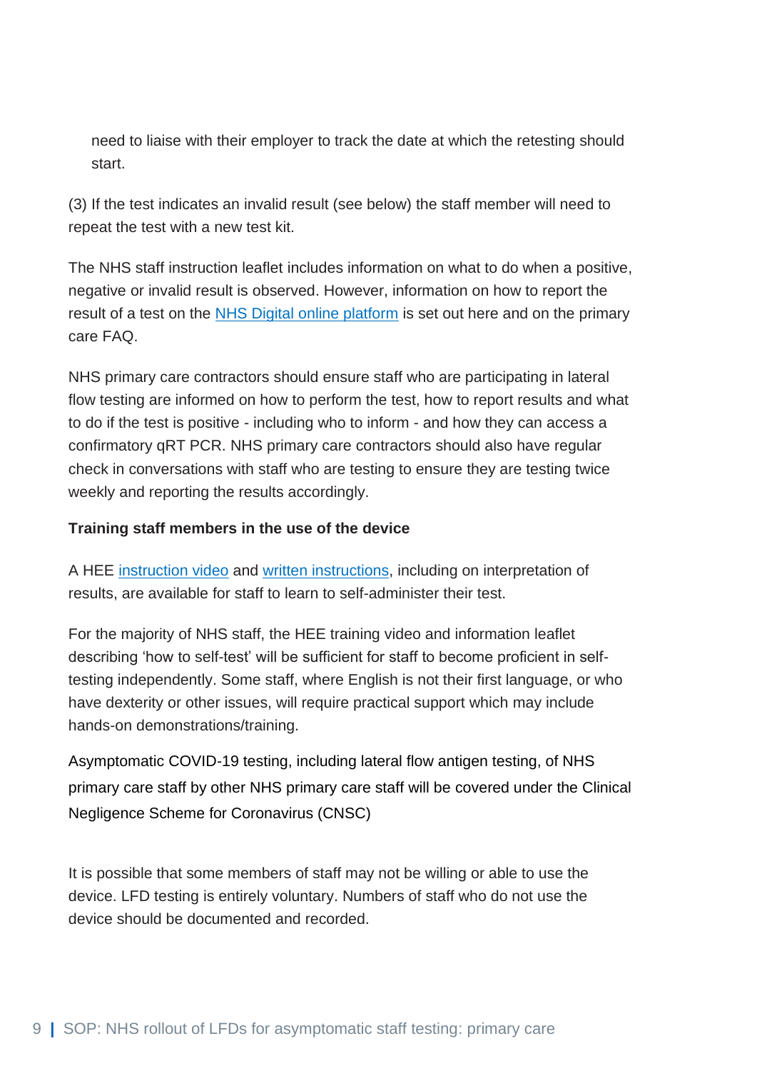need to liaise with their employer to track the date at which the retesting should start.

(3) If the test indicates an invalid result (see below) the staff member will need to repeat the test with a new test kit.

The NHS staff instruction leaflet includes information on what to do when a positive, negative or invalid result is observed. However, information on how to report the result of a test on the NHS Digital online platform is set out here and on the primary care FAQ.

NHS primary care contractors should ensure staff who are participating in lateral flow testing are informed on how to perform the test, how to report results and what to do if the test is positive - including who to inform - and how they can access a confirmatory qRT PCR. NHS primary care contractors should also have regular check in conversations with staff who are testing to ensure they are testing twice weekly and reporting the results accordingly.

**Training staff members in the use of the device**

A HEE instruction video and written instructions, including on interpretation of results, are available for staff to learn to self-administer their test.

For the majority of NHS staff, the HEE training video and information leaflet describing 'how to self-test' will be sufficient for staff to become proficient in self-testing independently. Some staff, where English is not their first language, or who have dexterity or other issues, will require practical support which may include hands-on demonstrations/training.

Asymptomatic COVID-19 testing, including lateral flow antigen testing, of NHS primary care staff by other NHS primary care staff will be covered under the Clinical Negligence Scheme for Coronavirus (CNSC)

It is possible that some members of staff may not be willing or able to use the device. LFD testing is entirely voluntary. Numbers of staff who do not use the device should be documented and recorded.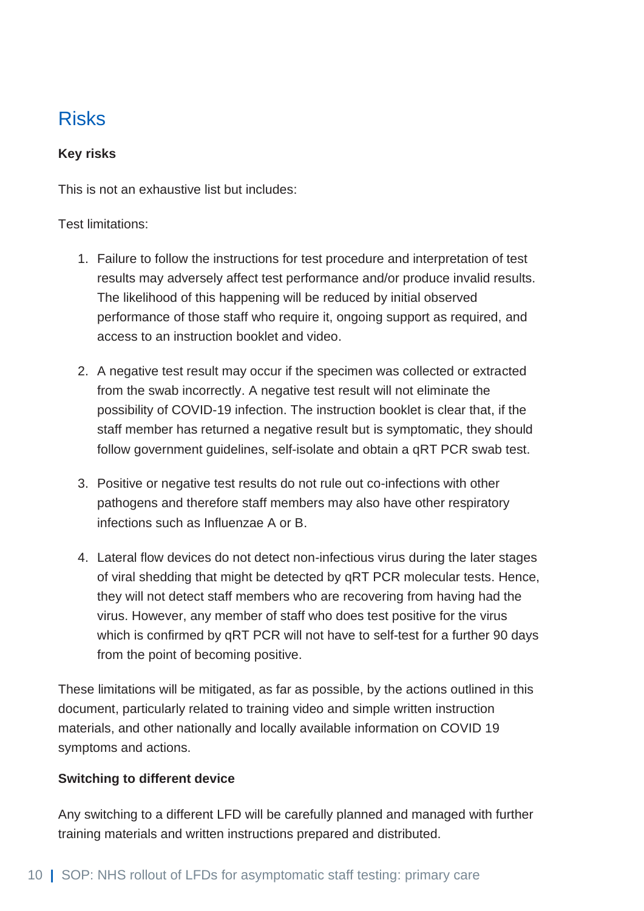## Risks

**Key risks**

This is not an exhaustive list but includes:

Test limitations:

1. Failure to follow the instructions for test procedure and interpretation of test results may adversely affect test performance and/or produce invalid results. The likelihood of this happening will be reduced by initial observed performance of those staff who require it, ongoing support as required, and access to an instruction booklet and video.

2. A negative test result may occur if the specimen was collected or extracted from the swab incorrectly. A negative test result will not eliminate the possibility of COVID-19 infection. The instruction booklet is clear that, if the staff member has returned a negative result but is symptomatic, they should follow government guidelines, self-isolate and obtain a qRT PCR swab test.

3. Positive or negative test results do not rule out co-infections with other pathogens and therefore staff members may also have other respiratory infections such as Influenzae A or B.

4. Lateral flow devices do not detect non-infectious virus during the later stages of viral shedding that might be detected by qRT PCR molecular tests. Hence, they will not detect staff members who are recovering from having had the virus. However, any member of staff who does test positive for the virus which is confirmed by qRT PCR will not have to self-test for a further 90 days from the point of becoming positive.

These limitations will be mitigated, as far as possible, by the actions outlined in this document, particularly related to training video and simple written instruction materials, and other nationally and locally available information on COVID 19 symptoms and actions.

**Switching to different device**

Any switching to a different LFD will be carefully planned and managed with further training materials and written instructions prepared and distributed.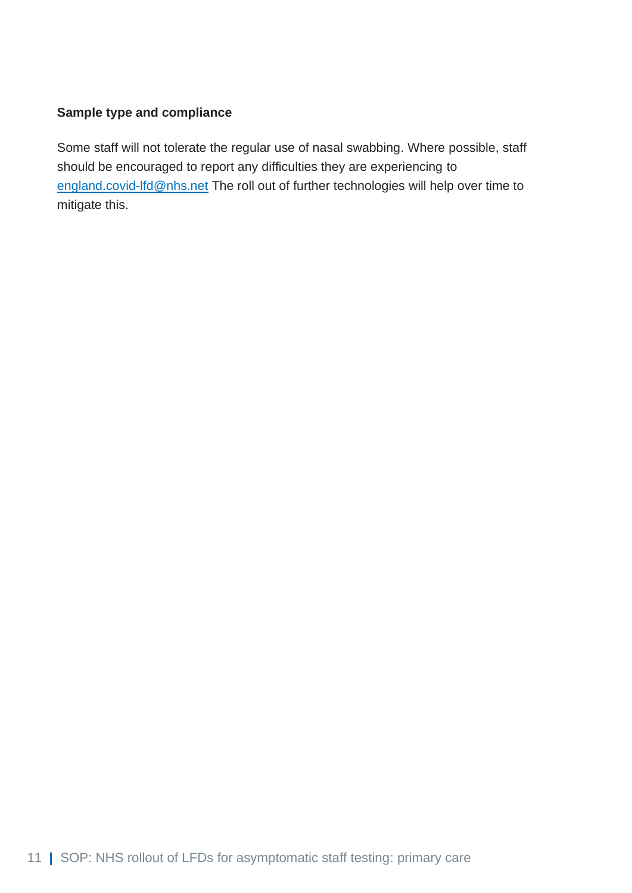**Sample type and compliance**

Some staff will not tolerate the regular use of nasal swabbing. Where possible, staff should be encouraged to report any difficulties they are experiencing to [england.covid-lfd@nhs.net](mailto:england.covid-lfd@nhs.net) The roll out of further technologies will help over time to mitigate this.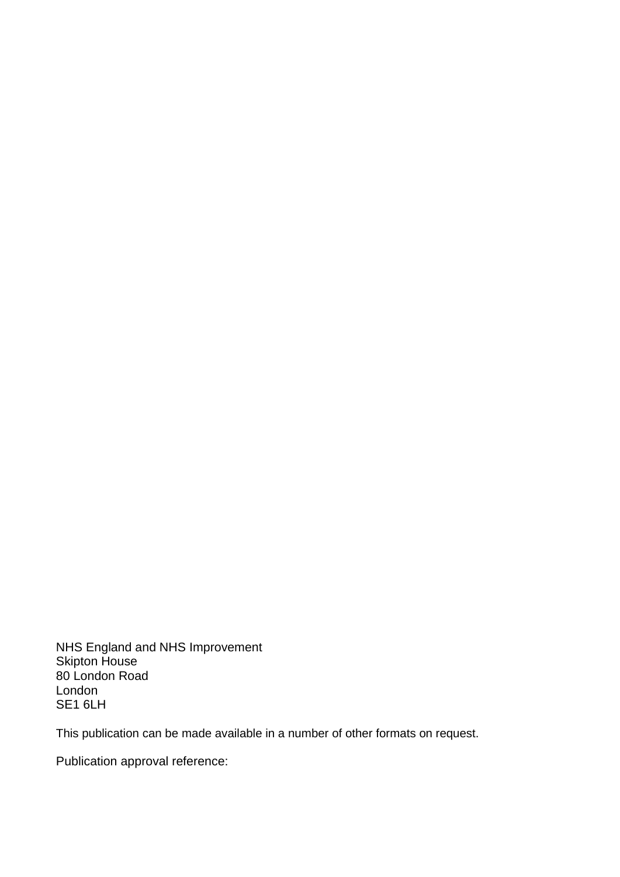NHS England and NHS Improvement
Skipton House
80 London Road
London
SE1 6LH

This publication can be made available in a number of other formats on request.

Publication approval reference: